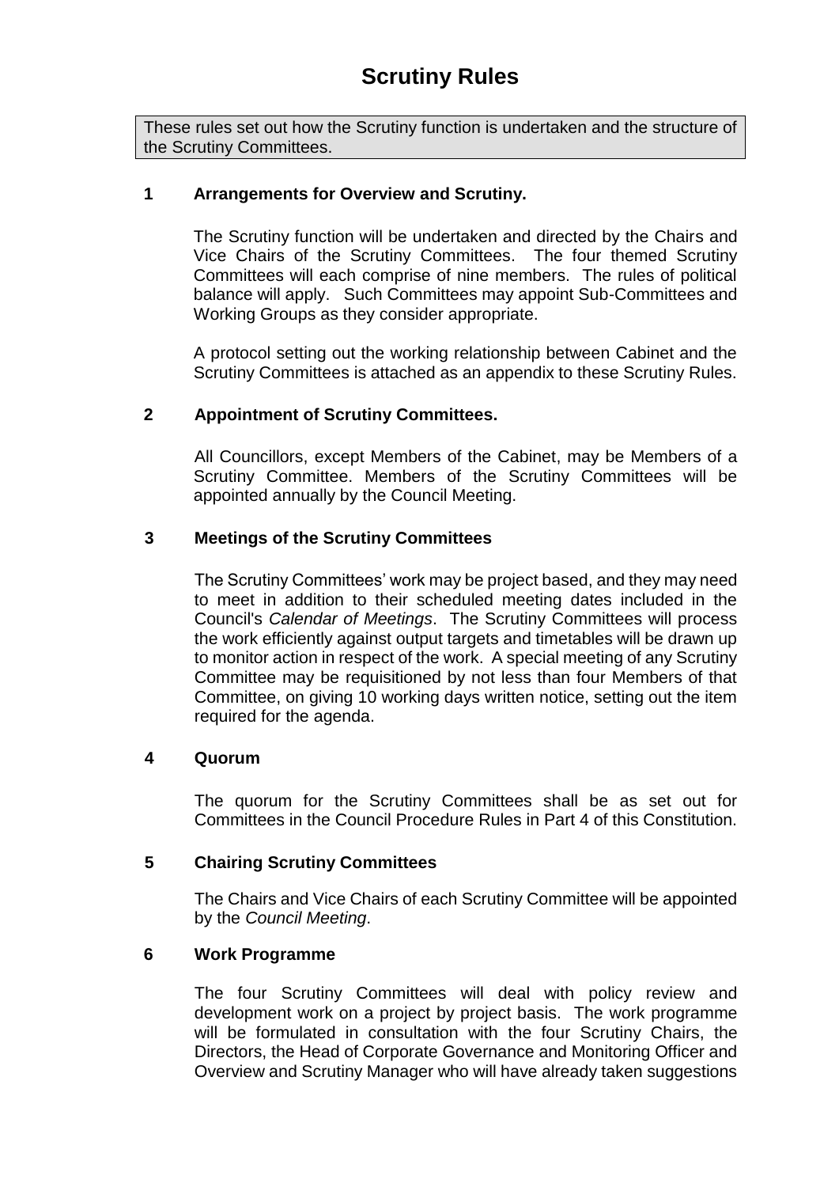# Scrutiny Rules

These rules set out how the Scrutiny function is undertaken and the structure of the Scrutiny Committees.

## 1 Arrangements for Overview and Scrutiny.

The Scrutiny function will be undertaken and directed by the Chairs and Vice Chairs of the Scrutiny Committees. The four themed Scrutiny Committees will each comprise of nine members. The rules of political balance will apply. Such Committees may appoint Sub-Committees and Working Groups as they consider appropriate.

A protocol setting out the working relationship between Cabinet and the Scrutiny Committees is attached as an appendix to these Scrutiny Rules.

## 2 Appointment of Scrutiny Committees.

All Councillors, except Members of the Cabinet, may be Members of a Scrutiny Committee. Members of the Scrutiny Committees will be appointed annually by the Council Meeting.

## 3 Meetings of the Scrutiny Committees

The Scrutiny Committees' work may be project based, and they may need to meet in addition to their scheduled meeting dates included in the Council's *Calendar of Meetings*. The Scrutiny Committees will process the work efficiently against output targets and timetables will be drawn up to monitor action in respect of the work. A special meeting of any Scrutiny Committee may be requisitioned by not less than four Members of that Committee, on giving 10 working days written notice, setting out the item required for the agenda.

## 4 Quorum

The quorum for the Scrutiny Committees shall be as set out for Committees in the Council Procedure Rules in Part 4 of this Constitution.

## 5 Chairing Scrutiny Committees

The Chairs and Vice Chairs of each Scrutiny Committee will be appointed by the *Council Meeting*.

## 6 Work Programme

The four Scrutiny Committees will deal with policy review and development work on a project by project basis. The work programme will be formulated in consultation with the four Scrutiny Chairs, the Directors, the Head of Corporate Governance and Monitoring Officer and Overview and Scrutiny Manager who will have already taken suggestions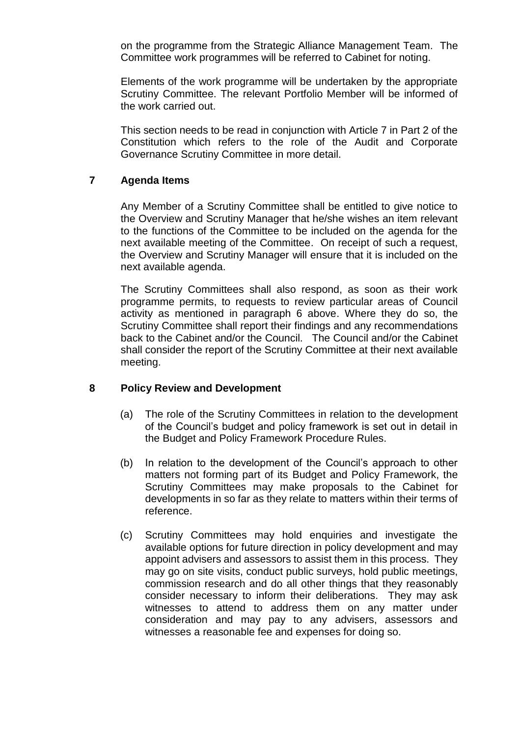on the programme from the Strategic Alliance Management Team. The Committee work programmes will be referred to Cabinet for noting.

Elements of the work programme will be undertaken by the appropriate Scrutiny Committee. The relevant Portfolio Member will be informed of the work carried out.

This section needs to be read in conjunction with Article 7 in Part 2 of the Constitution which refers to the role of the Audit and Corporate Governance Scrutiny Committee in more detail.

## 7 Agenda Items

Any Member of a Scrutiny Committee shall be entitled to give notice to the Overview and Scrutiny Manager that he/she wishes an item relevant to the functions of the Committee to be included on the agenda for the next available meeting of the Committee. On receipt of such a request, the Overview and Scrutiny Manager will ensure that it is included on the next available agenda.

The Scrutiny Committees shall also respond, as soon as their work programme permits, to requests to review particular areas of Council activity as mentioned in paragraph 6 above. Where they do so, the Scrutiny Committee shall report their findings and any recommendations back to the Cabinet and/or the Council. The Council and/or the Cabinet shall consider the report of the Scrutiny Committee at their next available meeting.

## 8 Policy Review and Development

(a) The role of the Scrutiny Committees in relation to the development of the Council's budget and policy framework is set out in detail in the Budget and Policy Framework Procedure Rules.

(b) In relation to the development of the Council's approach to other matters not forming part of its Budget and Policy Framework, the Scrutiny Committees may make proposals to the Cabinet for developments in so far as they relate to matters within their terms of reference.

(c) Scrutiny Committees may hold enquiries and investigate the available options for future direction in policy development and may appoint advisers and assessors to assist them in this process. They may go on site visits, conduct public surveys, hold public meetings, commission research and do all other things that they reasonably consider necessary to inform their deliberations. They may ask witnesses to attend to address them on any matter under consideration and may pay to any advisers, assessors and witnesses a reasonable fee and expenses for doing so.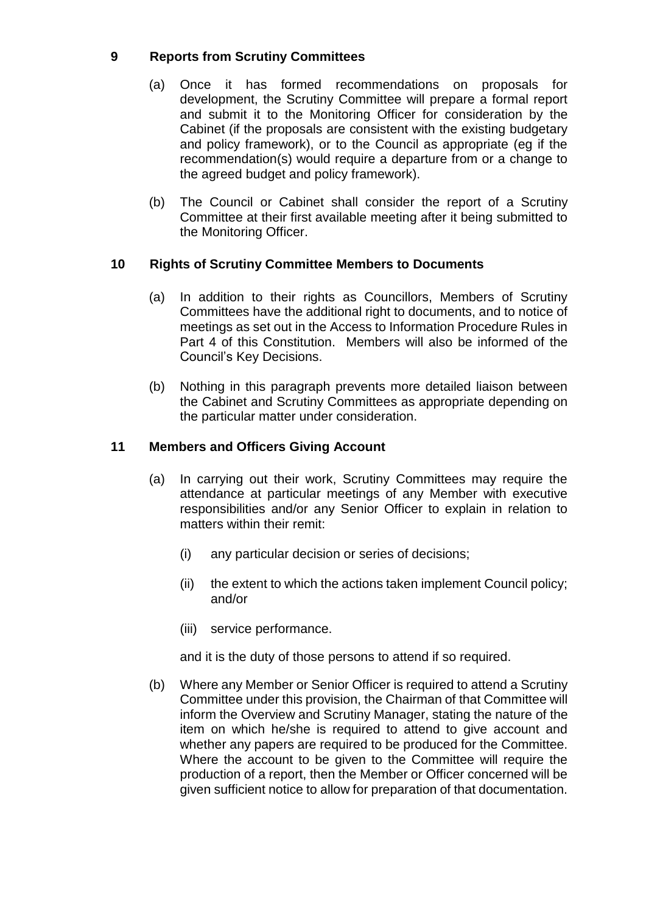## 9 Reports from Scrutiny Committees

(a) Once it has formed recommendations on proposals for development, the Scrutiny Committee will prepare a formal report and submit it to the Monitoring Officer for consideration by the Cabinet (if the proposals are consistent with the existing budgetary and policy framework), or to the Council as appropriate (eg if the recommendation(s) would require a departure from or a change to the agreed budget and policy framework).

(b) The Council or Cabinet shall consider the report of a Scrutiny Committee at their first available meeting after it being submitted to the Monitoring Officer.

## 10 Rights of Scrutiny Committee Members to Documents

(a) In addition to their rights as Councillors, Members of Scrutiny Committees have the additional right to documents, and to notice of meetings as set out in the Access to Information Procedure Rules in Part 4 of this Constitution. Members will also be informed of the Council's Key Decisions.

(b) Nothing in this paragraph prevents more detailed liaison between the Cabinet and Scrutiny Committees as appropriate depending on the particular matter under consideration.

## 11 Members and Officers Giving Account

(a) In carrying out their work, Scrutiny Committees may require the attendance at particular meetings of any Member with executive responsibilities and/or any Senior Officer to explain in relation to matters within their remit:

  (i) any particular decision or series of decisions;

  (ii) the extent to which the actions taken implement Council policy; and/or

  (iii) service performance.

  and it is the duty of those persons to attend if so required.

(b) Where any Member or Senior Officer is required to attend a Scrutiny Committee under this provision, the Chairman of that Committee will inform the Overview and Scrutiny Manager, stating the nature of the item on which he/she is required to attend to give account and whether any papers are required to be produced for the Committee. Where the account to be given to the Committee will require the production of a report, then the Member or Officer concerned will be given sufficient notice to allow for preparation of that documentation.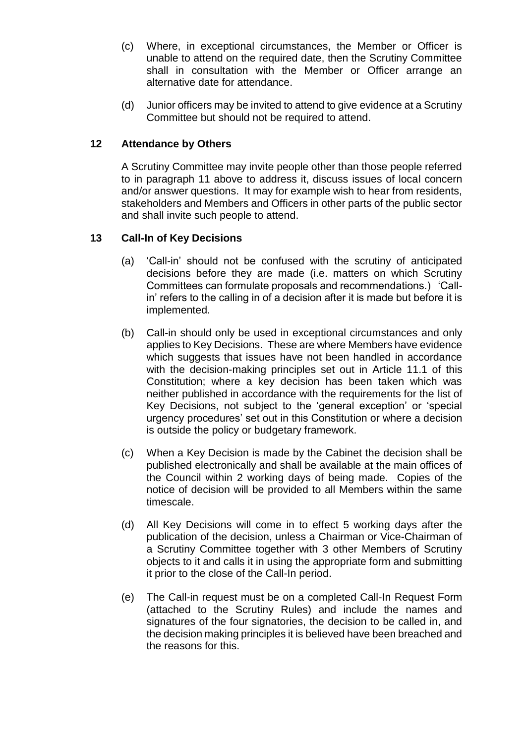(c) Where, in exceptional circumstances, the Member or Officer is unable to attend on the required date, then the Scrutiny Committee shall in consultation with the Member or Officer arrange an alternative date for attendance.

(d) Junior officers may be invited to attend to give evidence at a Scrutiny Committee but should not be required to attend.

## 12 Attendance by Others

A Scrutiny Committee may invite people other than those people referred to in paragraph 11 above to address it, discuss issues of local concern and/or answer questions. It may for example wish to hear from residents, stakeholders and Members and Officers in other parts of the public sector and shall invite such people to attend.

## 13 Call-In of Key Decisions

(a) 'Call-in' should not be confused with the scrutiny of anticipated decisions before they are made (i.e. matters on which Scrutiny Committees can formulate proposals and recommendations.) 'Call-in' refers to the calling in of a decision after it is made but before it is implemented.

(b) Call-in should only be used in exceptional circumstances and only applies to Key Decisions. These are where Members have evidence which suggests that issues have not been handled in accordance with the decision-making principles set out in Article 11.1 of this Constitution; where a key decision has been taken which was neither published in accordance with the requirements for the list of Key Decisions, not subject to the 'general exception' or 'special urgency procedures' set out in this Constitution or where a decision is outside the policy or budgetary framework.

(c) When a Key Decision is made by the Cabinet the decision shall be published electronically and shall be available at the main offices of the Council within 2 working days of being made. Copies of the notice of decision will be provided to all Members within the same timescale.

(d) All Key Decisions will come in to effect 5 working days after the publication of the decision, unless a Chairman or Vice-Chairman of a Scrutiny Committee together with 3 other Members of Scrutiny objects to it and calls it in using the appropriate form and submitting it prior to the close of the Call-In period.

(e) The Call-in request must be on a completed Call-In Request Form (attached to the Scrutiny Rules) and include the names and signatures of the four signatories, the decision to be called in, and the decision making principles it is believed have been breached and the reasons for this.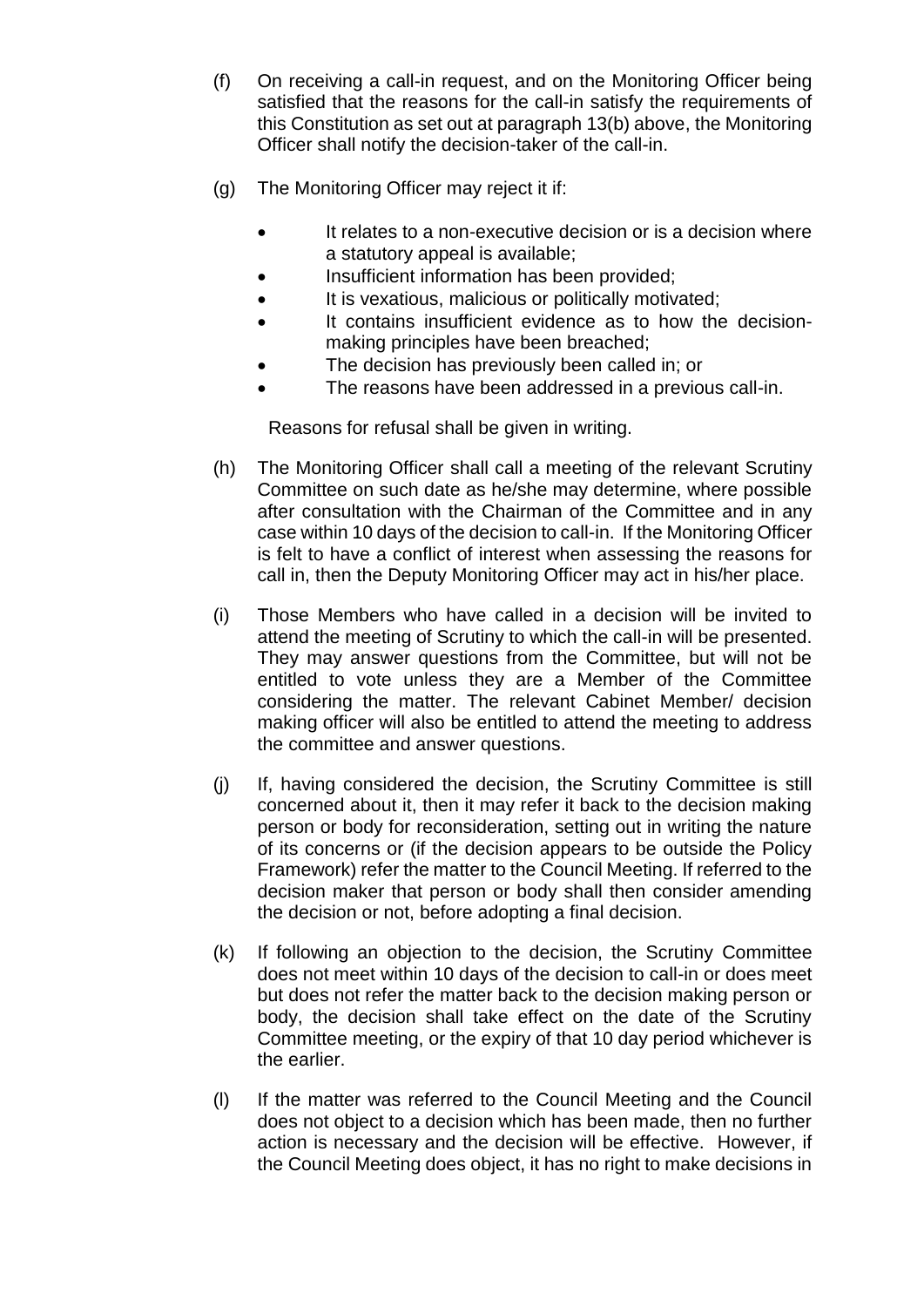(f) On receiving a call-in request, and on the Monitoring Officer being satisfied that the reasons for the call-in satisfy the requirements of this Constitution as set out at paragraph 13(b) above, the Monitoring Officer shall notify the decision-taker of the call-in.

(g) The Monitoring Officer may reject it if:

- It relates to a non-executive decision or is a decision where a statutory appeal is available;
- Insufficient information has been provided;
- It is vexatious, malicious or politically motivated;
- It contains insufficient evidence as to how the decision-making principles have been breached;
- The decision has previously been called in; or
- The reasons have been addressed in a previous call-in.

Reasons for refusal shall be given in writing.

(h) The Monitoring Officer shall call a meeting of the relevant Scrutiny Committee on such date as he/she may determine, where possible after consultation with the Chairman of the Committee and in any case within 10 days of the decision to call-in. If the Monitoring Officer is felt to have a conflict of interest when assessing the reasons for call in, then the Deputy Monitoring Officer may act in his/her place.

(i) Those Members who have called in a decision will be invited to attend the meeting of Scrutiny to which the call-in will be presented. They may answer questions from the Committee, but will not be entitled to vote unless they are a Member of the Committee considering the matter. The relevant Cabinet Member/ decision making officer will also be entitled to attend the meeting to address the committee and answer questions.

(j) If, having considered the decision, the Scrutiny Committee is still concerned about it, then it may refer it back to the decision making person or body for reconsideration, setting out in writing the nature of its concerns or (if the decision appears to be outside the Policy Framework) refer the matter to the Council Meeting. If referred to the decision maker that person or body shall then consider amending the decision or not, before adopting a final decision.

(k) If following an objection to the decision, the Scrutiny Committee does not meet within 10 days of the decision to call-in or does meet but does not refer the matter back to the decision making person or body, the decision shall take effect on the date of the Scrutiny Committee meeting, or the expiry of that 10 day period whichever is the earlier.

(l) If the matter was referred to the Council Meeting and the Council does not object to a decision which has been made, then no further action is necessary and the decision will be effective. However, if the Council Meeting does object, it has no right to make decisions in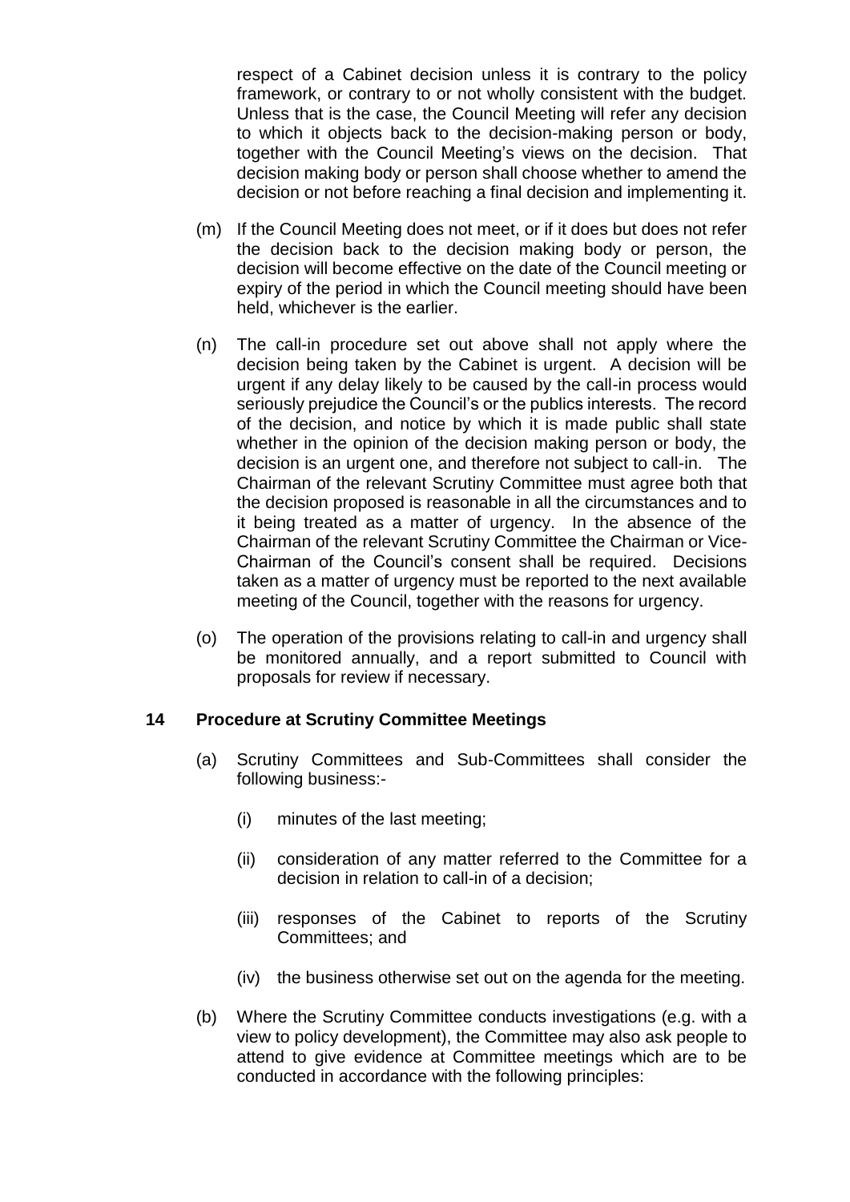respect of a Cabinet decision unless it is contrary to the policy framework, or contrary to or not wholly consistent with the budget. Unless that is the case, the Council Meeting will refer any decision to which it objects back to the decision-making person or body, together with the Council Meeting's views on the decision. That decision making body or person shall choose whether to amend the decision or not before reaching a final decision and implementing it.

(m) If the Council Meeting does not meet, or if it does but does not refer the decision back to the decision making body or person, the decision will become effective on the date of the Council meeting or expiry of the period in which the Council meeting should have been held, whichever is the earlier.

(n) The call-in procedure set out above shall not apply where the decision being taken by the Cabinet is urgent. A decision will be urgent if any delay likely to be caused by the call-in process would seriously prejudice the Council's or the publics interests. The record of the decision, and notice by which it is made public shall state whether in the opinion of the decision making person or body, the decision is an urgent one, and therefore not subject to call-in. The Chairman of the relevant Scrutiny Committee must agree both that the decision proposed is reasonable in all the circumstances and to it being treated as a matter of urgency. In the absence of the Chairman of the relevant Scrutiny Committee the Chairman or Vice-Chairman of the Council's consent shall be required. Decisions taken as a matter of urgency must be reported to the next available meeting of the Council, together with the reasons for urgency.

(o) The operation of the provisions relating to call-in and urgency shall be monitored annually, and a report submitted to Council with proposals for review if necessary.

## 14 Procedure at Scrutiny Committee Meetings

(a) Scrutiny Committees and Sub-Committees shall consider the following business:-

(i) minutes of the last meeting;

(ii) consideration of any matter referred to the Committee for a decision in relation to call-in of a decision;

(iii) responses of the Cabinet to reports of the Scrutiny Committees; and

(iv) the business otherwise set out on the agenda for the meeting.

(b) Where the Scrutiny Committee conducts investigations (e.g. with a view to policy development), the Committee may also ask people to attend to give evidence at Committee meetings which are to be conducted in accordance with the following principles: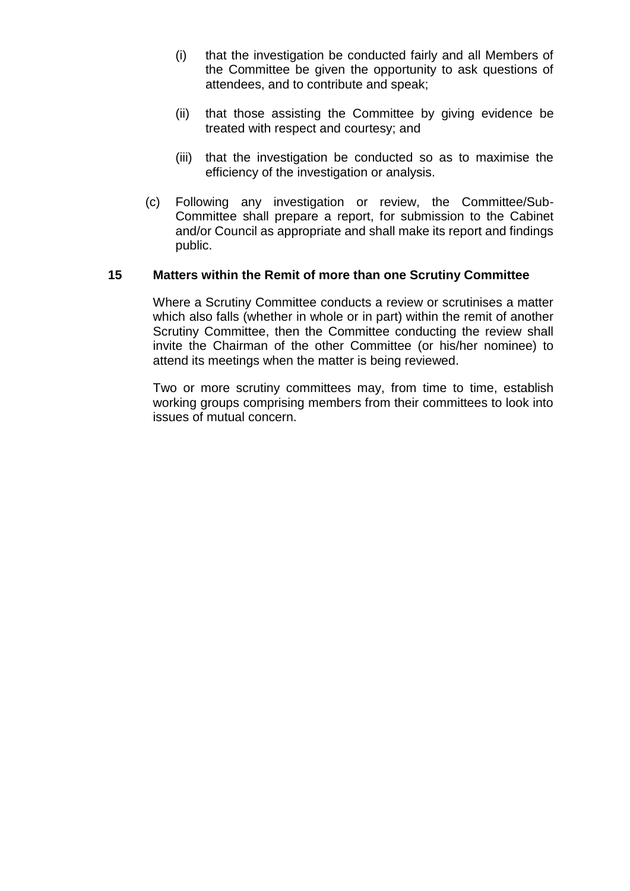(i) that the investigation be conducted fairly and all Members of the Committee be given the opportunity to ask questions of attendees, and to contribute and speak;

(ii) that those assisting the Committee by giving evidence be treated with respect and courtesy; and

(iii) that the investigation be conducted so as to maximise the efficiency of the investigation or analysis.

(c) Following any investigation or review, the Committee/Sub-Committee shall prepare a report, for submission to the Cabinet and/or Council as appropriate and shall make its report and findings public.

## 15 Matters within the Remit of more than one Scrutiny Committee

Where a Scrutiny Committee conducts a review or scrutinises a matter which also falls (whether in whole or in part) within the remit of another Scrutiny Committee, then the Committee conducting the review shall invite the Chairman of the other Committee (or his/her nominee) to attend its meetings when the matter is being reviewed.

Two or more scrutiny committees may, from time to time, establish working groups comprising members from their committees to look into issues of mutual concern.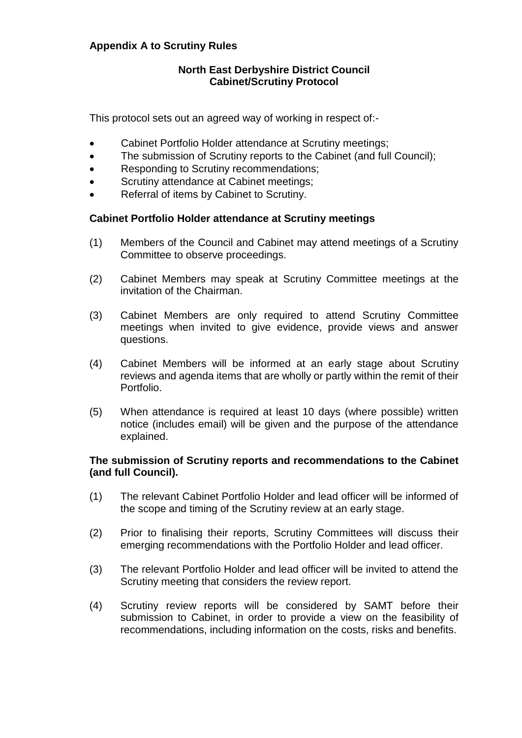**Appendix A to Scrutiny Rules**

**North East Derbyshire District Council**
**Cabinet/Scrutiny Protocol**

This protocol sets out an agreed way of working in respect of:-

- Cabinet Portfolio Holder attendance at Scrutiny meetings;
- The submission of Scrutiny reports to the Cabinet (and full Council);
- Responding to Scrutiny recommendations;
- Scrutiny attendance at Cabinet meetings;
- Referral of items by Cabinet to Scrutiny.

**Cabinet Portfolio Holder attendance at Scrutiny meetings**

(1) Members of the Council and Cabinet may attend meetings of a Scrutiny Committee to observe proceedings.

(2) Cabinet Members may speak at Scrutiny Committee meetings at the invitation of the Chairman.

(3) Cabinet Members are only required to attend Scrutiny Committee meetings when invited to give evidence, provide views and answer questions.

(4) Cabinet Members will be informed at an early stage about Scrutiny reviews and agenda items that are wholly or partly within the remit of their Portfolio.

(5) When attendance is required at least 10 days (where possible) written notice (includes email) will be given and the purpose of the attendance explained.

**The submission of Scrutiny reports and recommendations to the Cabinet (and full Council).**

(1) The relevant Cabinet Portfolio Holder and lead officer will be informed of the scope and timing of the Scrutiny review at an early stage.

(2) Prior to finalising their reports, Scrutiny Committees will discuss their emerging recommendations with the Portfolio Holder and lead officer.

(3) The relevant Portfolio Holder and lead officer will be invited to attend the Scrutiny meeting that considers the review report.

(4) Scrutiny review reports will be considered by SAMT before their submission to Cabinet, in order to provide a view on the feasibility of recommendations, including information on the costs, risks and benefits.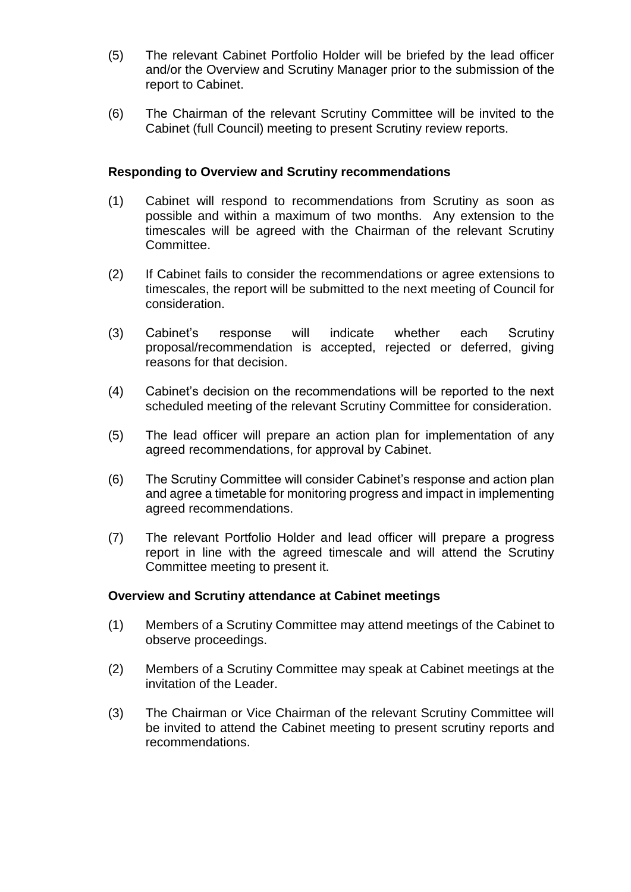(5) The relevant Cabinet Portfolio Holder will be briefed by the lead officer and/or the Overview and Scrutiny Manager prior to the submission of the report to Cabinet.

(6) The Chairman of the relevant Scrutiny Committee will be invited to the Cabinet (full Council) meeting to present Scrutiny review reports.

**Responding to Overview and Scrutiny recommendations**

(1) Cabinet will respond to recommendations from Scrutiny as soon as possible and within a maximum of two months. Any extension to the timescales will be agreed with the Chairman of the relevant Scrutiny Committee.

(2) If Cabinet fails to consider the recommendations or agree extensions to timescales, the report will be submitted to the next meeting of Council for consideration.

(3) Cabinet's response will indicate whether each Scrutiny proposal/recommendation is accepted, rejected or deferred, giving reasons for that decision.

(4) Cabinet's decision on the recommendations will be reported to the next scheduled meeting of the relevant Scrutiny Committee for consideration.

(5) The lead officer will prepare an action plan for implementation of any agreed recommendations, for approval by Cabinet.

(6) The Scrutiny Committee will consider Cabinet's response and action plan and agree a timetable for monitoring progress and impact in implementing agreed recommendations.

(7) The relevant Portfolio Holder and lead officer will prepare a progress report in line with the agreed timescale and will attend the Scrutiny Committee meeting to present it.

**Overview and Scrutiny attendance at Cabinet meetings**

(1) Members of a Scrutiny Committee may attend meetings of the Cabinet to observe proceedings.

(2) Members of a Scrutiny Committee may speak at Cabinet meetings at the invitation of the Leader.

(3) The Chairman or Vice Chairman of the relevant Scrutiny Committee will be invited to attend the Cabinet meeting to present scrutiny reports and recommendations.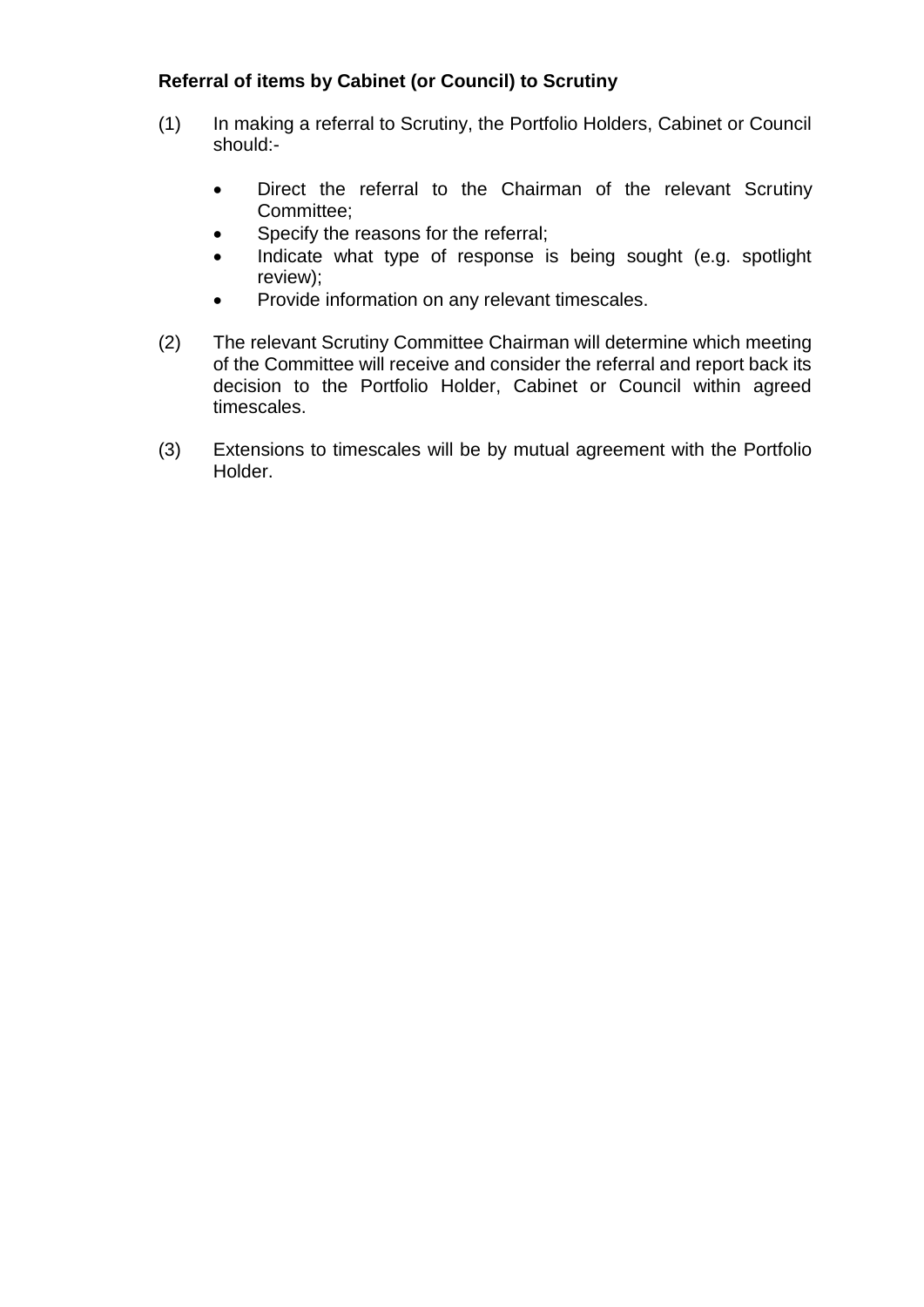**Referral of items by Cabinet (or Council) to Scrutiny**

(1) In making a referral to Scrutiny, the Portfolio Holders, Cabinet or Council should:-

- Direct the referral to the Chairman of the relevant Scrutiny Committee;
- Specify the reasons for the referral;
- Indicate what type of response is being sought (e.g. spotlight review);
- Provide information on any relevant timescales.

(2) The relevant Scrutiny Committee Chairman will determine which meeting of the Committee will receive and consider the referral and report back its decision to the Portfolio Holder, Cabinet or Council within agreed timescales.

(3) Extensions to timescales will be by mutual agreement with the Portfolio Holder.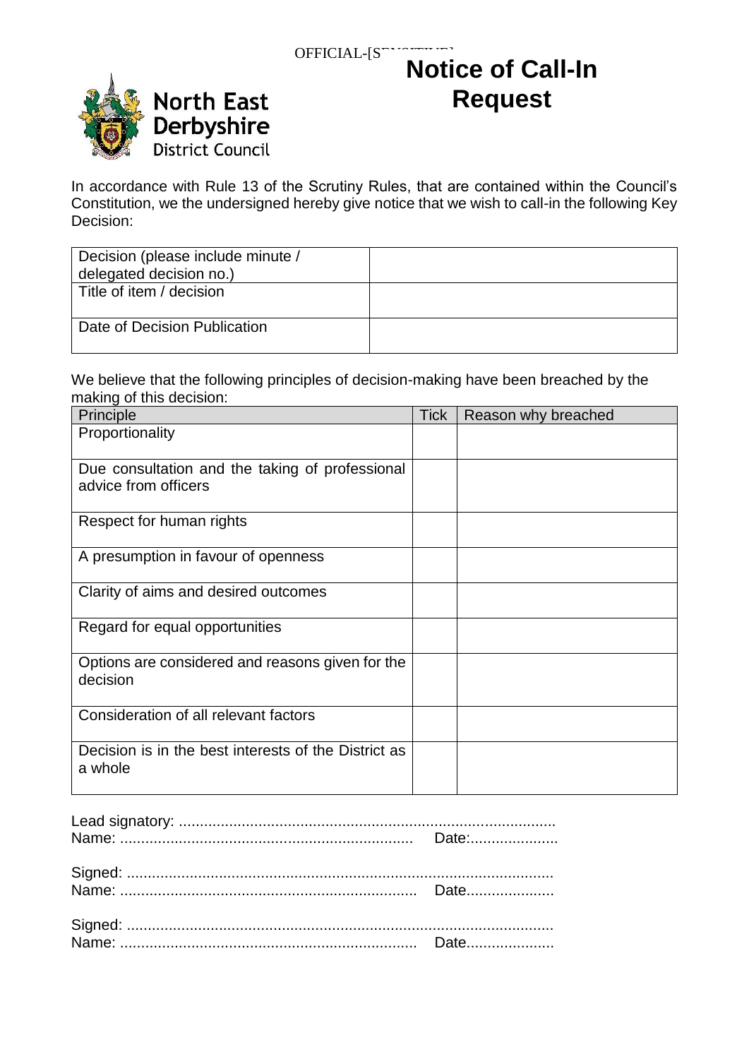# Notice of Call-In Request

North East Derbyshire District Council

In accordance with Rule 13 of the Scrutiny Rules, that are contained within the Council's Constitution, we the undersigned hereby give notice that we wish to call-in the following Key Decision:

| | |
|---|---|
| Decision (please include minute / delegated decision no.) | |
| Title of item / decision | |
| Date of Decision Publication | |

We believe that the following principles of decision-making have been breached by the making of this decision:

| Principle | Tick | Reason why breached |
|---|---|---|
| Proportionality | | |
| Due consultation and the taking of professional advice from officers | | |
| Respect for human rights | | |
| A presumption in favour of openness | | |
| Clarity of aims and desired outcomes | | |
| Regard for equal opportunities | | |
| Options are considered and reasons given for the decision | | |
| Consideration of all relevant factors | | |
| Decision is in the best interests of the District as a whole | | |

Lead signatory: ..........................................................................................
Name: ..................................................................... Date:.....................

Signed: .....................................................................................................
Name: ...................................................................... Date.....................

Signed: .....................................................................................................
Name: ...................................................................... Date.....................